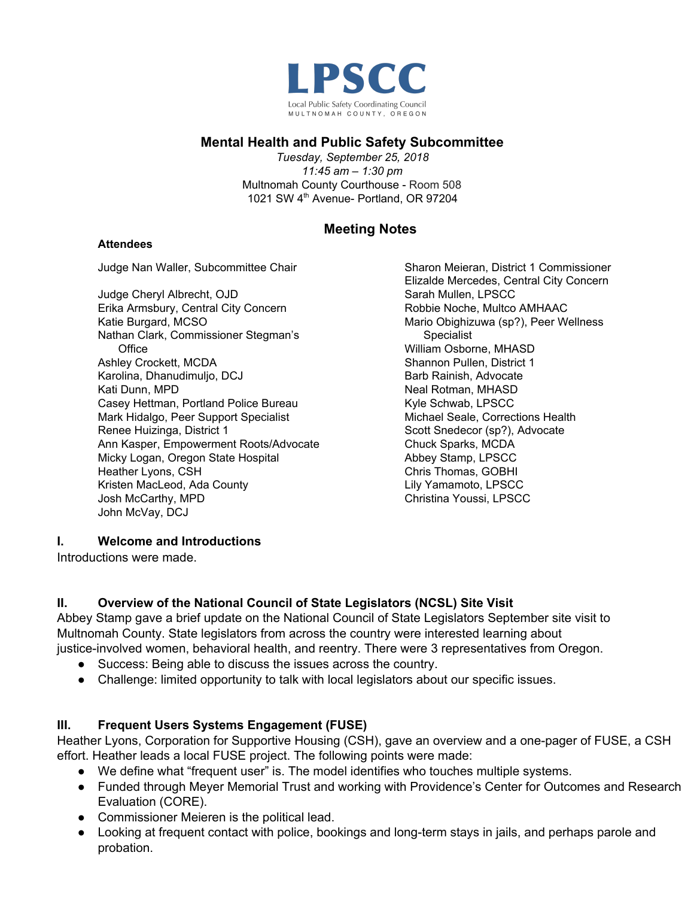**LPSCC**
Local Public Safety Coordinating Council
MULTNOMAH COUNTY, OREGON

## Mental Health and Public Safety Subcommittee

*Tuesday, September 25, 2018*
*11:45 am – 1:30 pm*
Multnomah County Courthouse - Room 508
1021 SW 4th Avenue- Portland, OR 97204

## Meeting Notes

**Attendees**

Judge Nan Waller, Subcommittee Chair

Judge Cheryl Albrecht, OJD
Erika Armsbury, Central City Concern
Katie Burgard, MCSO
Nathan Clark, Commissioner Stegman's Office
Ashley Crockett, MCDA
Karolina, Dhanudimuljo, DCJ
Kati Dunn, MPD
Casey Hettman, Portland Police Bureau
Mark Hidalgo, Peer Support Specialist
Renee Huizinga, District 1
Ann Kasper, Empowerment Roots/Advocate
Micky Logan, Oregon State Hospital
Heather Lyons, CSH
Kristen MacLeod, Ada County
Josh McCarthy, MPD
John McVay, DCJ
Sharon Meieran, District 1 Commissioner
Elizalde Mercedes, Central City Concern
Sarah Mullen, LPSCC
Robbie Noche, Multco AMHAAC
Mario Obighizuwa (sp?), Peer Wellness Specialist
William Osborne, MHASD
Shannon Pullen, District 1
Barb Rainish, Advocate
Neal Rotman, MHASD
Kyle Schwab, LPSCC
Michael Seale, Corrections Health
Scott Snedecor (sp?), Advocate
Chuck Sparks, MCDA
Abbey Stamp, LPSCC
Chris Thomas, GOBHI
Lily Yamamoto, LPSCC
Christina Youssi, LPSCC

### I. Welcome and Introductions

Introductions were made.

### II. Overview of the National Council of State Legislators (NCSL) Site Visit

Abbey Stamp gave a brief update on the National Council of State Legislators September site visit to Multnomah County. State legislators from across the country were interested learning about justice-involved women, behavioral health, and reentry. There were 3 representatives from Oregon.

- Success: Being able to discuss the issues across the country.
- Challenge: limited opportunity to talk with local legislators about our specific issues.

### III. Frequent Users Systems Engagement (FUSE)

Heather Lyons, Corporation for Supportive Housing (CSH), gave an overview and a one-pager of FUSE, a CSH effort. Heather leads a local FUSE project. The following points were made:

- We define what "frequent user" is. The model identifies who touches multiple systems.
- Funded through Meyer Memorial Trust and working with Providence's Center for Outcomes and Research Evaluation (CORE).
- Commissioner Meieren is the political lead.
- Looking at frequent contact with police, bookings and long-term stays in jails, and perhaps parole and probation.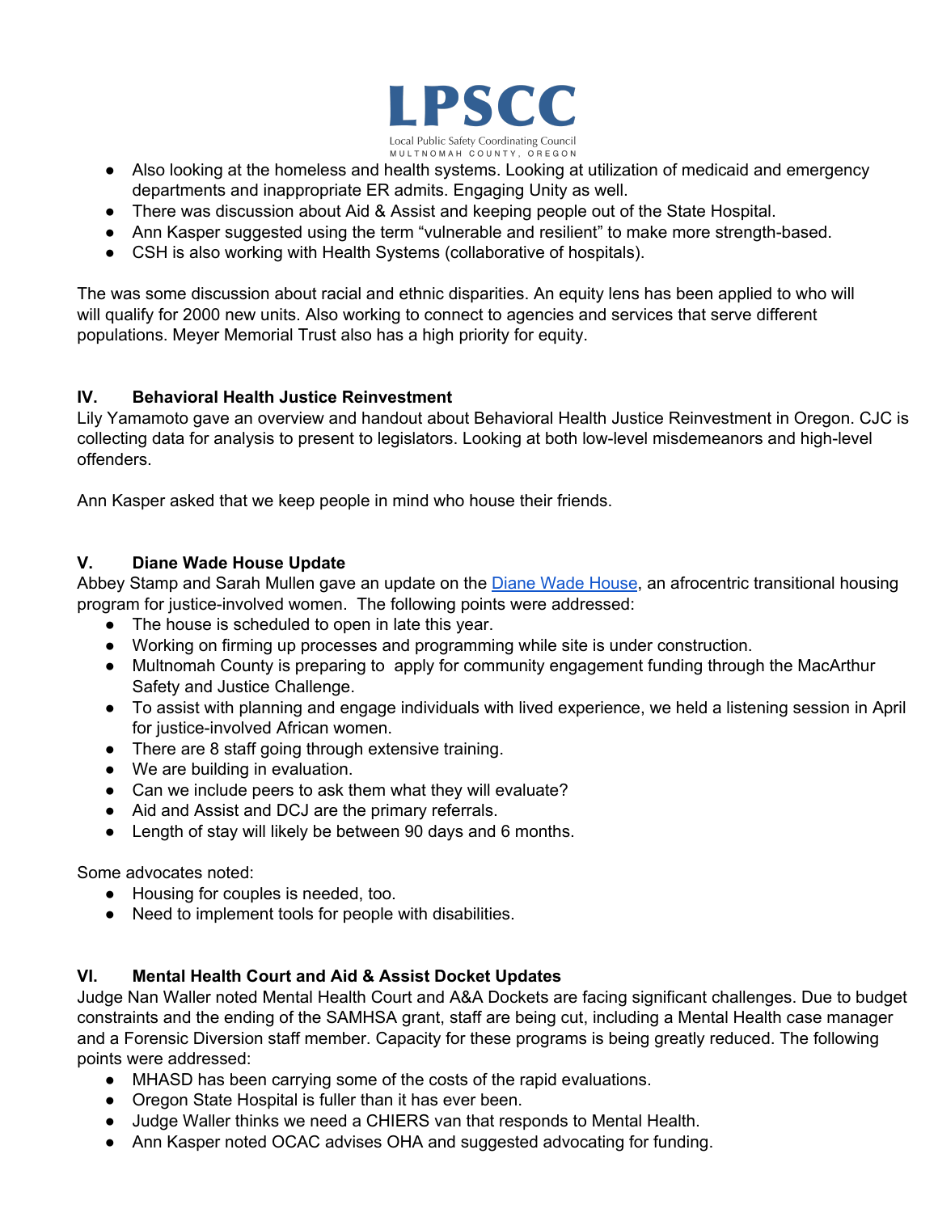- Also looking at the homeless and health systems. Looking at utilization of medicaid and emergency departments and inappropriate ER admits. Engaging Unity as well.
- There was discussion about Aid & Assist and keeping people out of the State Hospital.
- Ann Kasper suggested using the term "vulnerable and resilient" to make more strength-based.
- CSH is also working with Health Systems (collaborative of hospitals).

The was some discussion about racial and ethnic disparities. An equity lens has been applied to who will will qualify for 2000 new units. Also working to connect to agencies and services that serve different populations. Meyer Memorial Trust also has a high priority for equity.

## IV. Behavioral Health Justice Reinvestment

Lily Yamamoto gave an overview and handout about Behavioral Health Justice Reinvestment in Oregon. CJC is collecting data for analysis to present to legislators. Looking at both low-level misdemeanors and high-level offenders.

Ann Kasper asked that we keep people in mind who house their friends.

## V. Diane Wade House Update

Abbey Stamp and Sarah Mullen gave an update on the Diane Wade House, an afrocentric transitional housing program for justice-involved women. The following points were addressed:

- The house is scheduled to open in late this year.
- Working on firming up processes and programming while site is under construction.
- Multnomah County is preparing to apply for community engagement funding through the MacArthur Safety and Justice Challenge.
- To assist with planning and engage individuals with lived experience, we held a listening session in April for justice-involved African women.
- There are 8 staff going through extensive training.
- We are building in evaluation.
- Can we include peers to ask them what they will evaluate?
- Aid and Assist and DCJ are the primary referrals.
- Length of stay will likely be between 90 days and 6 months.

Some advocates noted:

- Housing for couples is needed, too.
- Need to implement tools for people with disabilities.

## VI. Mental Health Court and Aid & Assist Docket Updates

Judge Nan Waller noted Mental Health Court and A&A Dockets are facing significant challenges. Due to budget constraints and the ending of the SAMHSA grant, staff are being cut, including a Mental Health case manager and a Forensic Diversion staff member. Capacity for these programs is being greatly reduced. The following points were addressed:

- MHASD has been carrying some of the costs of the rapid evaluations.
- Oregon State Hospital is fuller than it has ever been.
- Judge Waller thinks we need a CHIERS van that responds to Mental Health.
- Ann Kasper noted OCAC advises OHA and suggested advocating for funding.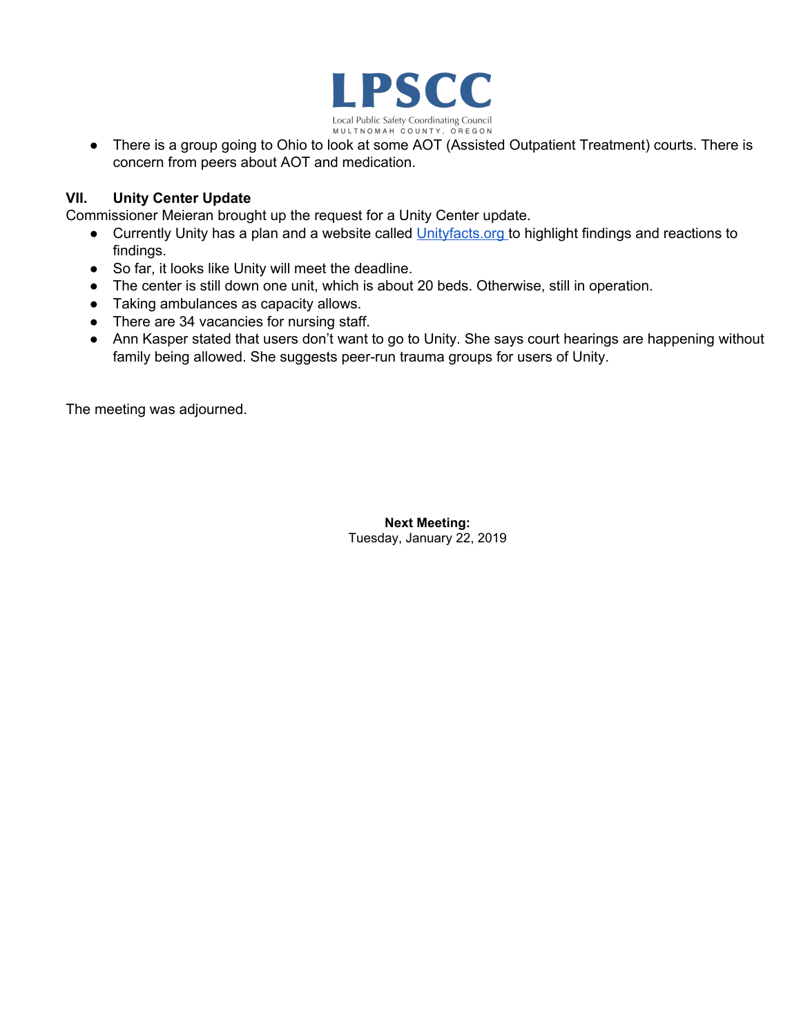- There is a group going to Ohio to look at some AOT (Assisted Outpatient Treatment) courts. There is concern from peers about AOT and medication.

## VII. Unity Center Update

Commissioner Meieran brought up the request for a Unity Center update.

- Currently Unity has a plan and a website called [Unityfacts.org](Unityfacts.org) to highlight findings and reactions to findings.
- So far, it looks like Unity will meet the deadline.
- The center is still down one unit, which is about 20 beds. Otherwise, still in operation.
- Taking ambulances as capacity allows.
- There are 34 vacancies for nursing staff.
- Ann Kasper stated that users don't want to go to Unity. She says court hearings are happening without family being allowed. She suggests peer-run trauma groups for users of Unity.

The meeting was adjourned.

**Next Meeting:**
Tuesday, January 22, 2019